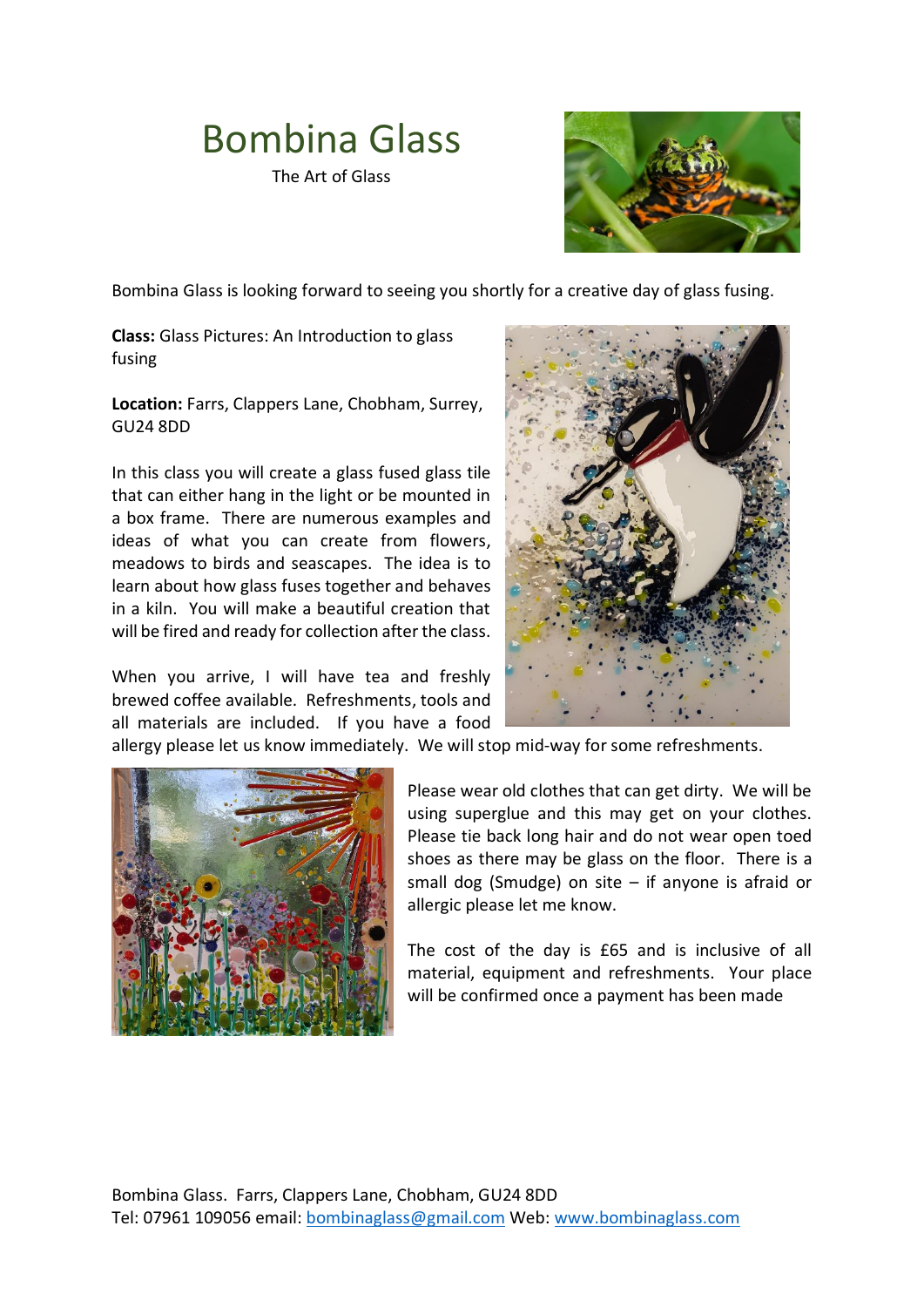# Bombina Glass

The Art of Glass

Bombina Glass is looking forward to seeing you shortly for a creative day of glass fusing.

**Class:** Glass Pictures: An Introduction to glass fusing

**Location:** Farrs, Clappers Lane, Chobham, Surrey, GU24 8DD

In this class you will create a glass fused glass tile that can either hang in the light or be mounted in a box frame. There are numerous examples and ideas of what you can create from flowers, meadows to birds and seascapes. The idea is to learn about how glass fuses together and behaves in a kiln. You will make a beautiful creation that will be fired and ready for collection after the class.

When you arrive, I will have tea and freshly brewed coffee available. Refreshments, tools and all materials are included. If you have a food allergy please let us know immediately. We will stop mid-way for some refreshments.

Please wear old clothes that can get dirty. We will be using superglue and this may get on your clothes. Please tie back long hair and do not wear open toed shoes as there may be glass on the floor. There is a small dog (Smudge) on site – if anyone is afraid or allergic please let me know.

The cost of the day is £65 and is inclusive of all material, equipment and refreshments. Your place will be confirmed once a payment has been made

Bombina Glass. Farrs, Clappers Lane, Chobham, GU24 8DD
Tel: 07961 109056 email: [bombinaglass@gmail.com](mailto:bombinaglass@gmail.com) Web: [www.bombinaglass.com](http://www.bombinaglass.com)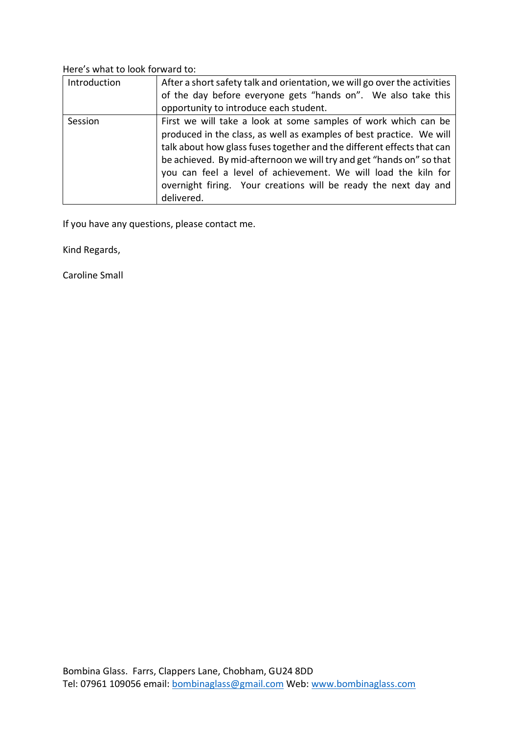Here's what to look forward to:

| | |
|---|---|
| Introduction | After a short safety talk and orientation, we will go over the activities of the day before everyone gets "hands on". We also take this opportunity to introduce each student. |
| Session | First we will take a look at some samples of work which can be produced in the class, as well as examples of best practice. We will talk about how glass fuses together and the different effects that can be achieved. By mid-afternoon we will try and get "hands on" so that you can feel a level of achievement. We will load the kiln for overnight firing. Your creations will be ready the next day and delivered. |

If you have any questions, please contact me.

Kind Regards,

Caroline Small

Bombina Glass. Farrs, Clappers Lane, Chobham, GU24 8DD
Tel: 07961 109056 email: bombinaglass@gmail.com Web: www.bombinaglass.com